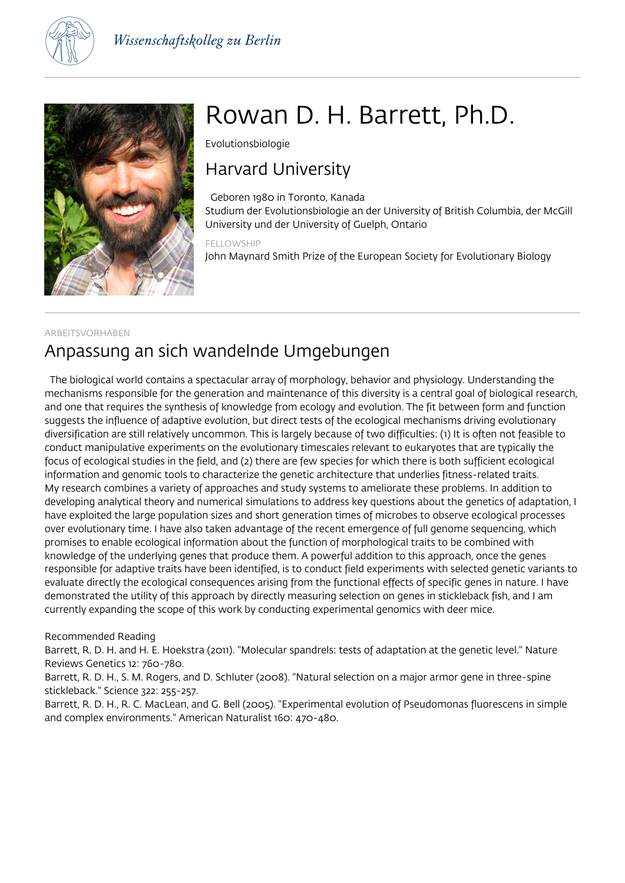Wissenschaftskolleg zu Berlin

# Rowan D. H. Barrett, Ph.D.

Evolutionsbiologie

## Harvard University

Geboren 1980 in Toronto, Kanada
Studium der Evolutionsbiologie an der University of British Columbia, der McGill University und der University of Guelph, Ontario

FELLOWSHIP
John Maynard Smith Prize of the European Society for Evolutionary Biology

ARBEITSVORHABEN

## Anpassung an sich wandelnde Umgebungen

The biological world contains a spectacular array of morphology, behavior and physiology. Understanding the mechanisms responsible for the generation and maintenance of this diversity is a central goal of biological research, and one that requires the synthesis of knowledge from ecology and evolution. The fit between form and function suggests the influence of adaptive evolution, but direct tests of the ecological mechanisms driving evolutionary diversification are still relatively uncommon. This is largely because of two difficulties: (1) It is often not feasible to conduct manipulative experiments on the evolutionary timescales relevant to eukaryotes that are typically the focus of ecological studies in the field, and (2) there are few species for which there is both sufficient ecological information and genomic tools to characterize the genetic architecture that underlies fitness-related traits.
My research combines a variety of approaches and study systems to ameliorate these problems. In addition to developing analytical theory and numerical simulations to address key questions about the genetics of adaptation, I have exploited the large population sizes and short generation times of microbes to observe ecological processes over evolutionary time. I have also taken advantage of the recent emergence of full genome sequencing, which promises to enable ecological information about the function of morphological traits to be combined with knowledge of the underlying genes that produce them. A powerful addition to this approach, once the genes responsible for adaptive traits have been identified, is to conduct field experiments with selected genetic variants to evaluate directly the ecological consequences arising from the functional effects of specific genes in nature. I have demonstrated the utility of this approach by directly measuring selection on genes in stickleback fish, and I am currently expanding the scope of this work by conducting experimental genomics with deer mice.

Recommended Reading
Barrett, R. D. H. and H. E. Hoekstra (2011). "Molecular spandrels: tests of adaptation at the genetic level." Nature Reviews Genetics 12: 760-780.
Barrett, R. D. H., S. M. Rogers, and D. Schluter (2008). "Natural selection on a major armor gene in three-spine stickleback." Science 322: 255-257.
Barrett, R. D. H., R. C. MacLean, and G. Bell (2005). "Experimental evolution of Pseudomonas fluorescens in simple and complex environments." American Naturalist 160: 470-480.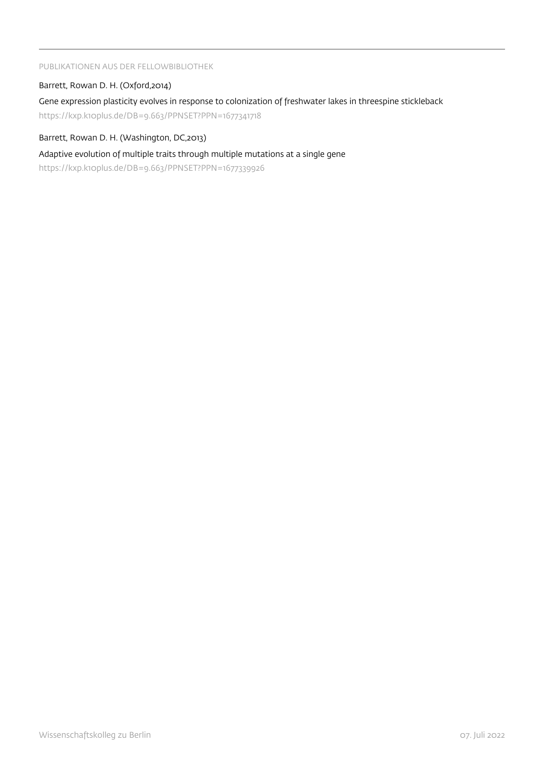PUBLIKATIONEN AUS DER FELLOWBIBLIOTHEK

Barrett, Rowan D. H. (Oxford,2014)

Gene expression plasticity evolves in response to colonization of freshwater lakes in threespine stickleback

https://kxp.k10plus.de/DB=9.663/PPNSET?PPN=1677341718

Barrett, Rowan D. H. (Washington, DC,2013)

Adaptive evolution of multiple traits through multiple mutations at a single gene

https://kxp.k10plus.de/DB=9.663/PPNSET?PPN=1677339926